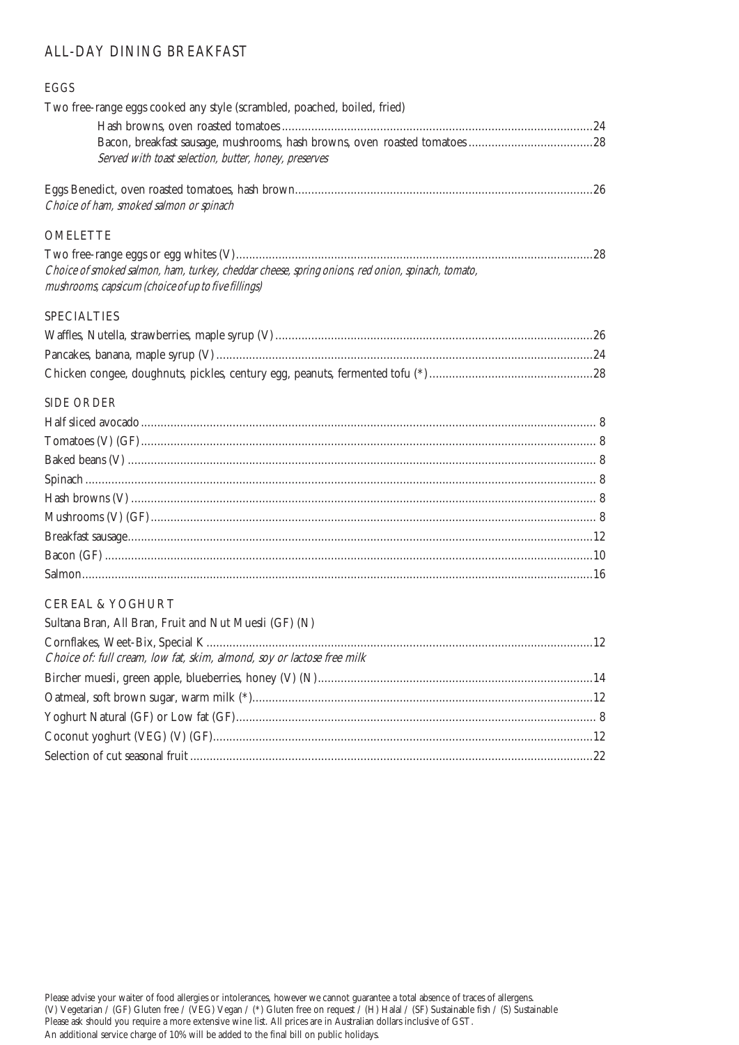# ALL-DAY DINING BREAKFAST

## EGGS

Two free-range eggs cooked any style (scrambled, poached, boiled, fried)

- Hash browns, oven roasted tomatoes ............ 24
- Bacon, breakfast sausage, mushrooms, hash browns, oven roasted tomatoes ............ 28

*Served with toast selection, butter, honey, preserves*

Eggs Benedict, oven roasted tomatoes, hash brown ............ 26
*Choice of ham, smoked salmon or spinach*

## OMELETTE

Two free-range eggs or egg whites (V) ............ 28
*Choice of smoked salmon, ham, turkey, cheddar cheese, spring onions, red onion, spinach, tomato, mushrooms, capsicum (choice of up to five fillings)*

## SPECIALTIES

Waffles, Nutella, strawberries, maple syrup (V) ............ 26
Pancakes, banana, maple syrup (V) ............ 24
Chicken congee, doughnuts, pickles, century egg, peanuts, fermented tofu (*) ............ 28

## SIDE ORDER

Half sliced avocado ............ 8
Tomatoes (V) (GF) ............ 8
Baked beans (V) ............ 8
Spinach ............ 8
Hash browns (V) ............ 8
Mushrooms (V) (GF) ............ 8
Breakfast sausage ............ 12
Bacon (GF) ............ 10
Salmon ............ 16

## CEREAL & YOGHURT

Sultana Bran, All Bran, Fruit and Nut Muesli (GF) (N)
Cornflakes, Weet-Bix, Special K ............ 12
*Choice of: full cream, low fat, skim, almond, soy or lactose free milk*

Bircher muesli, green apple, blueberries, honey (V) (N) ............ 14
Oatmeal, soft brown sugar, warm milk (*) ............ 12
Yoghurt Natural (GF) or Low fat (GF) ............ 8
Coconut yoghurt (VEG) (V) (GF) ............ 12
Selection of cut seasonal fruit ............ 22

Please advise your waiter of food allergies or intolerances, however we cannot guarantee a total absence of traces of allergens.
(V) Vegetarian / (GF) Gluten free / (VEG) Vegan / (*) Gluten free on request / (H) Halal / (SF) Sustainable fish / (S) Sustainable
Please ask should you require a more extensive wine list. All prices are in Australian dollars inclusive of GST.
An additional service charge of 10% will be added to the final bill on public holidays.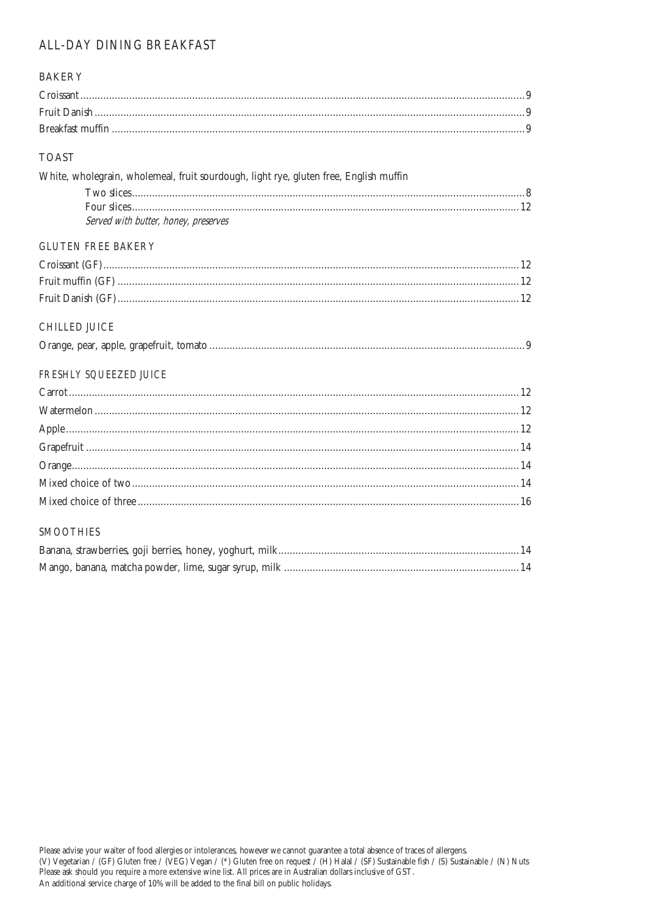# ALL-DAY DINING BREAKFAST

## BAKERY

Croissant........................................................................9

Fruit Danish........................................................................9

Breakfast muffin........................................................................9

## TOAST

White, wholegrain, wholemeal, fruit sourdough, light rye, gluten free, English muffin

Two slices........................................................................8

Four slices........................................................................12

*Served with butter, honey, preserves*

## GLUTEN FREE BAKERY

Croissant (GF)........................................................................12

Fruit muffin (GF)........................................................................12

Fruit Danish (GF)........................................................................12

## CHILLED JUICE

Orange, pear, apple, grapefruit, tomato........................................................................9

## FRESHLY SQUEEZED JUICE

Carrot........................................................................12

Watermelon........................................................................12

Apple........................................................................12

Grapefruit........................................................................14

Orange........................................................................14

Mixed choice of two........................................................................14

Mixed choice of three........................................................................16

## SMOOTHIES

Banana, strawberries, goji berries, honey, yoghurt, milk........................................................................14

Mango, banana, matcha powder, lime, sugar syrup, milk........................................................................14

Please advise your waiter of food allergies or intolerances, however we cannot guarantee a total absence of traces of allergens.
(V) Vegetarian / (GF) Gluten free / (VEG) Vegan / (*) Gluten free on request / (H) Halal / (SF) Sustainable fish / (S) Sustainable / (N) Nuts
Please ask should you require a more extensive wine list. All prices are in Australian dollars inclusive of GST.
An additional service charge of 10% will be added to the final bill on public holidays.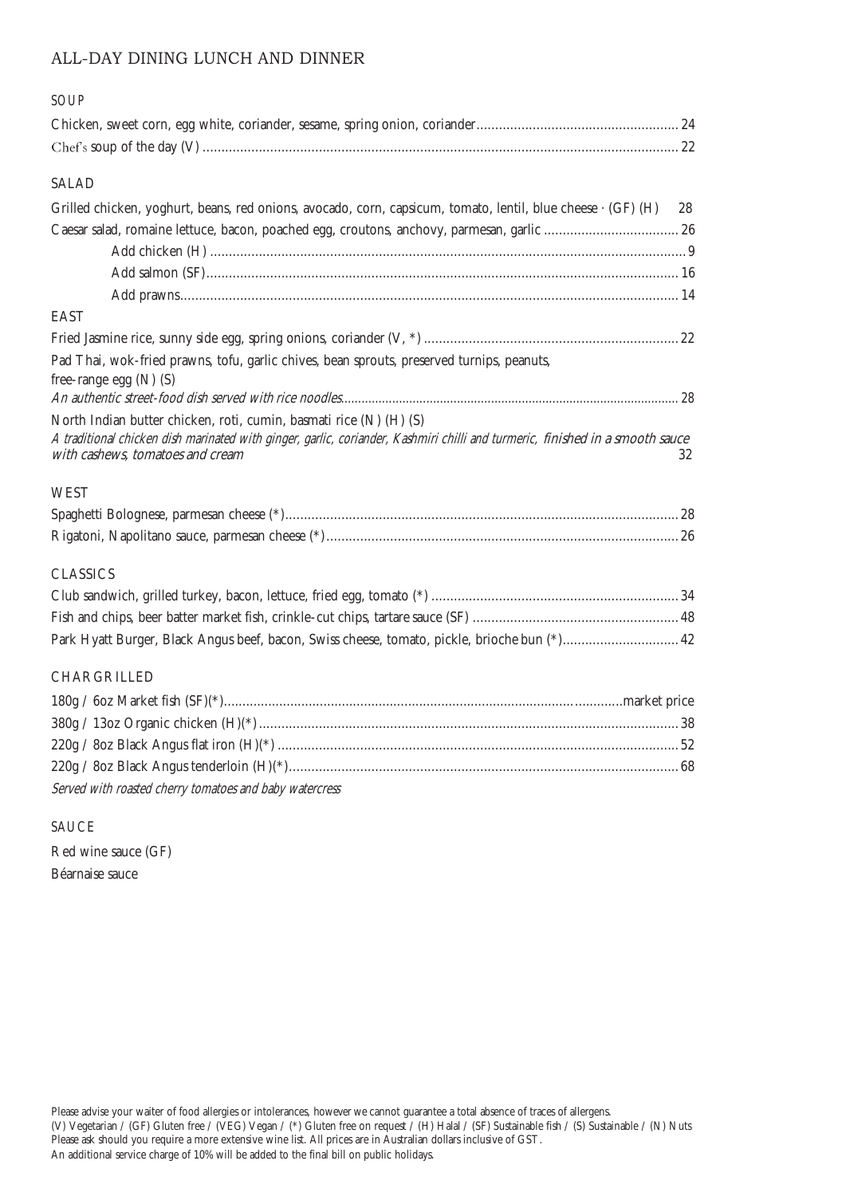# ALL-DAY DINING LUNCH AND DINNER

## SOUP

Chicken, sweet corn, egg white, coriander, sesame, spring onion, coriander...... 24

Chef's soup of the day (V) ...... 22

## SALAD

Grilled chicken, yoghurt, beans, red onions, avocado, corn, capsicum, tomato, lentil, blue cheese · (GF) (H) 28

Caesar salad, romaine lettuce, bacon, poached egg, croutons, anchovy, parmesan, garlic ...... 26

- Add chicken (H) ...... 9
- Add salmon (SF)...... 16
- Add prawns...... 14

## EAST

Fried Jasmine rice, sunny side egg, spring onions, coriander (V, *) ...... 22

Pad Thai, wok-fried prawns, tofu, garlic chives, bean sprouts, preserved turnips, peanuts, free-range egg (N) (S)
*An authentic street-food dish served with rice noodles*...... 28

North Indian butter chicken, roti, cumin, basmati rice (N) (H) (S)
*A traditional chicken dish marinated with ginger, garlic, coriander, Kashmiri chilli and turmeric, finished in a smooth sauce with cashews, tomatoes and cream* 32

## WEST

Spaghetti Bolognese, parmesan cheese (*)...... 28

Rigatoni, Napolitano sauce, parmesan cheese (*)...... 26

## CLASSICS

Club sandwich, grilled turkey, bacon, lettuce, fried egg, tomato (*) ...... 34

Fish and chips, beer batter market fish, crinkle-cut chips, tartare sauce (SF) ...... 48

Park Hyatt Burger, Black Angus beef, bacon, Swiss cheese, tomato, pickle, brioche bun (*)...... 42

## CHARGRILLED

180g / 6oz Market fish (SF)(*)......market price

380g / 13oz Organic chicken (H)(*)...... 38

220g / 8oz Black Angus flat iron (H)(*) ...... 52

220g / 8oz Black Angus tenderloin (H)(*)...... 68

*Served with roasted cherry tomatoes and baby watercress*

## SAUCE

Red wine sauce (GF)

Béarnaise sauce

Please advise your waiter of food allergies or intolerances, however we cannot guarantee a total absence of traces of allergens.
(V) Vegetarian / (GF) Gluten free / (VEG) Vegan / (*) Gluten free on request / (H) Halal / (SF) Sustainable fish / (S) Sustainable / (N) Nuts
Please ask should you require a more extensive wine list. All prices are in Australian dollars inclusive of GST.
An additional service charge of 10% will be added to the final bill on public holidays.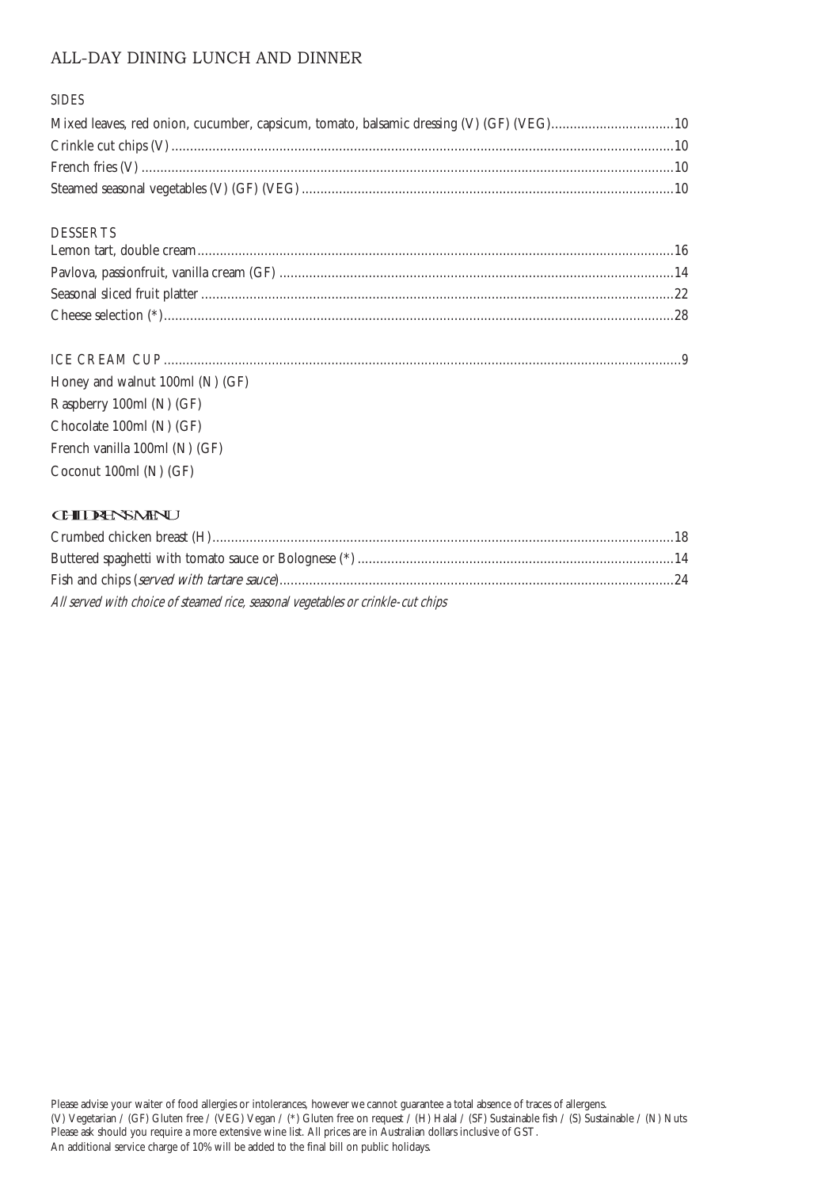# ALL-DAY DINING LUNCH AND DINNER

## SIDES

Mixed leaves, red onion, cucumber, capsicum, tomato, balsamic dressing (V) (GF) (VEG)................................10
Crinkle cut chips (V)......................................................................................................................................10
French fries (V) ............................................................................................................................................10
Steamed seasonal vegetables (V) (GF) (VEG)..................................................................................................10

## DESSERTS

Lemon tart, double cream..............................................................................................................................16
Pavlova, passionfruit, vanilla cream (GF) .........................................................................................................14
Seasonal sliced fruit platter .............................................................................................................................22
Cheese selection (*)........................................................................................................................................28

## ICE CREAM CUP.........................................................................................................................................9

Honey and walnut 100ml (N) (GF)
Raspberry 100ml (N) (GF)
Chocolate 100ml (N) (GF)
French vanilla 100ml (N) (GF)
Coconut 100ml (N) (GF)

## CHILDREN'S MENU

Crumbed chicken breast (H)...........................................................................................................................18
Buttered spaghetti with tomato sauce or Bolognese (*)....................................................................................14
Fish and chips (*served with tartare sauce*).........................................................................................................24
*All served with choice of steamed rice, seasonal vegetables or crinkle-cut chips*

Please advise your waiter of food allergies or intolerances, however we cannot guarantee a total absence of traces of allergens.
(V) Vegetarian / (GF) Gluten free / (VEG) Vegan / (*) Gluten free on request / (H) Halal / (SF) Sustainable fish / (S) Sustainable / (N) Nuts
Please ask should you require a more extensive wine list. All prices are in Australian dollars inclusive of GST.
An additional service charge of 10% will be added to the final bill on public holidays.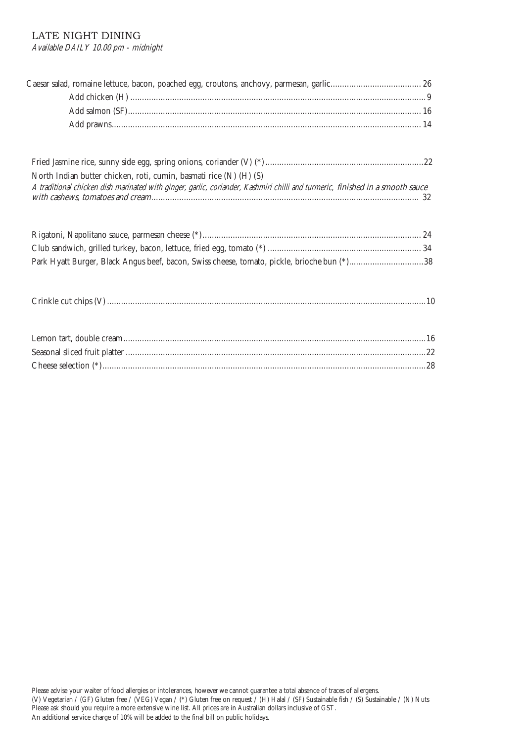## LATE NIGHT DINING

*Available DAILY 10.00 pm - midnight*

Caesar salad, romaine lettuce, bacon, poached egg, croutons, anchovy, parmesan, garlic....................................... 26

Add chicken (H) ............................................................................................................................ 9

Add salmon (SF)............................................................................................................................ 16

Add prawns................................................................................................................................... 14

Fried Jasmine rice, sunny side egg, spring onions, coriander (V) (*)....................................................................22

North Indian butter chicken, roti, cumin, basmati rice (N) (H) (S)

*A traditional chicken dish marinated with ginger, garlic, coriander, Kashmiri chilli and turmeric, finished in a smooth sauce with cashews, tomatoes and cream*.................................................................................................................. 32

Rigatoni, Napolitano sauce, parmesan cheese (*)............................................................................................. 24

Club sandwich, grilled turkey, bacon, lettuce, fried egg, tomato (*) ................................................................. 34

Park Hyatt Burger, Black Angus beef, bacon, Swiss cheese, tomato, pickle, brioche bun (*)................................38

Crinkle cut chips (V).........................................................................................................................................10

Lemon tart, double cream.................................................................................................................................16

Seasonal sliced fruit platter ................................................................................................................................22

Cheese selection (*)..........................................................................................................................................28

Please advise your waiter of food allergies or intolerances, however we cannot guarantee a total absence of traces of allergens.
(V) Vegetarian / (GF) Gluten free / (VEG) Vegan / (*) Gluten free on request / (H) Halal / (SF) Sustainable fish / (S) Sustainable / (N) Nuts
Please ask should you require a more extensive wine list. All prices are in Australian dollars inclusive of GST.
An additional service charge of 10% will be added to the final bill on public holidays.